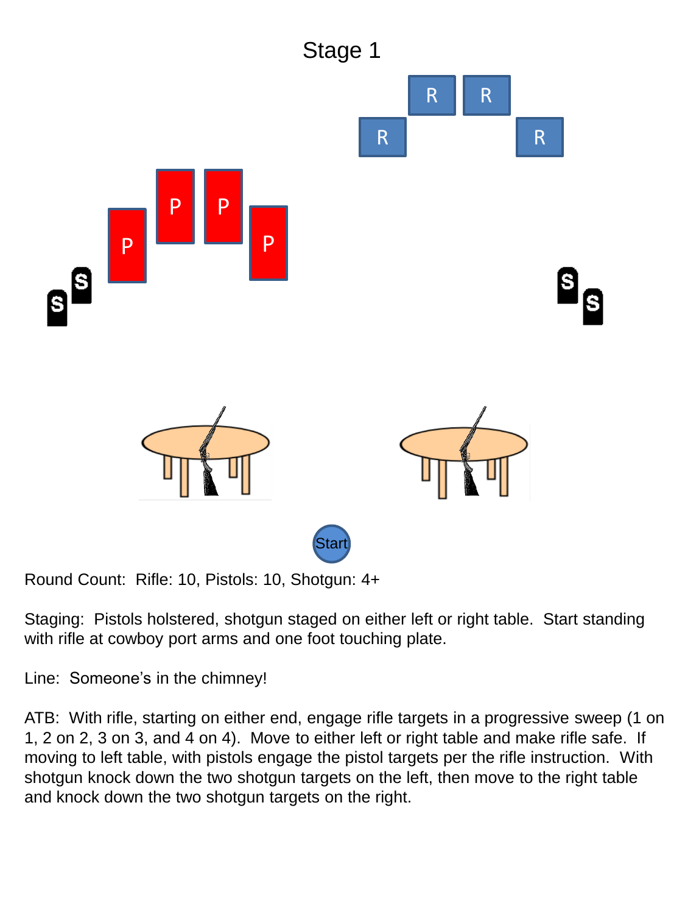# Stage 1

Round Count: Rifle: 10, Pistols: 10, Shotgun: 4+

Staging: Pistols holstered, shotgun staged on either left or right table. Start standing with rifle at cowboy port arms and one foot touching plate.

Line: Someone's in the chimney!

ATB: With rifle, starting on either end, engage rifle targets in a progressive sweep (1 on 1, 2 on 2, 3 on 3, and 4 on 4). Move to either left or right table and make rifle safe. If moving to left table, with pistols engage the pistol targets per the rifle instruction. With shotgun knock down the two shotgun targets on the left, then move to the right table and knock down the two shotgun targets on the right.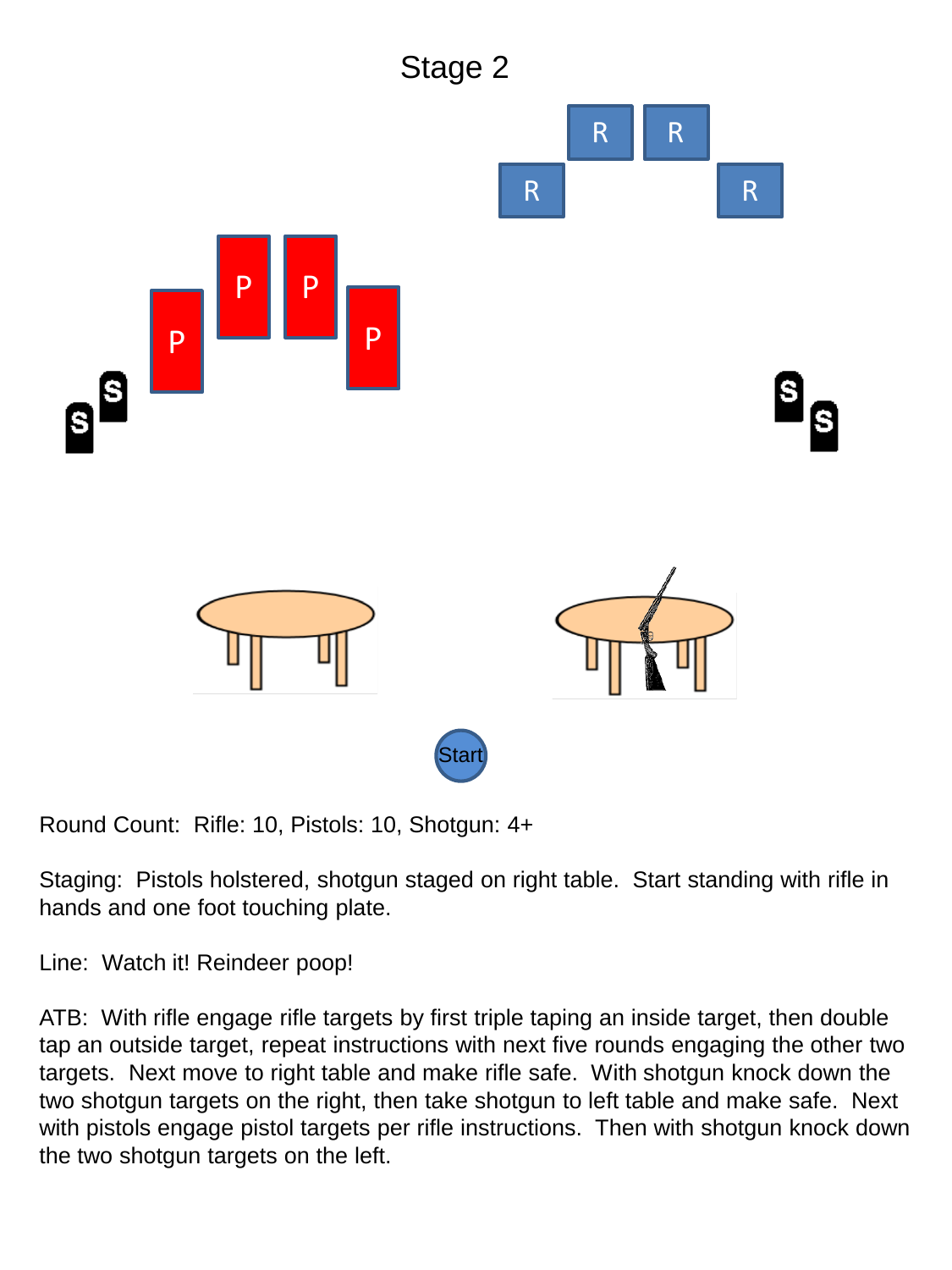# Stage 2

Round Count: Rifle: 10, Pistols: 10, Shotgun: 4+

Staging: Pistols holstered, shotgun staged on right table. Start standing with rifle in hands and one foot touching plate.

Line: Watch it! Reindeer poop!

ATB: With rifle engage rifle targets by first triple taping an inside target, then double tap an outside target, repeat instructions with next five rounds engaging the other two targets. Next move to right table and make rifle safe. With shotgun knock down the two shotgun targets on the right, then take shotgun to left table and make safe. Next with pistols engage pistol targets per rifle instructions. Then with shotgun knock down the two shotgun targets on the left.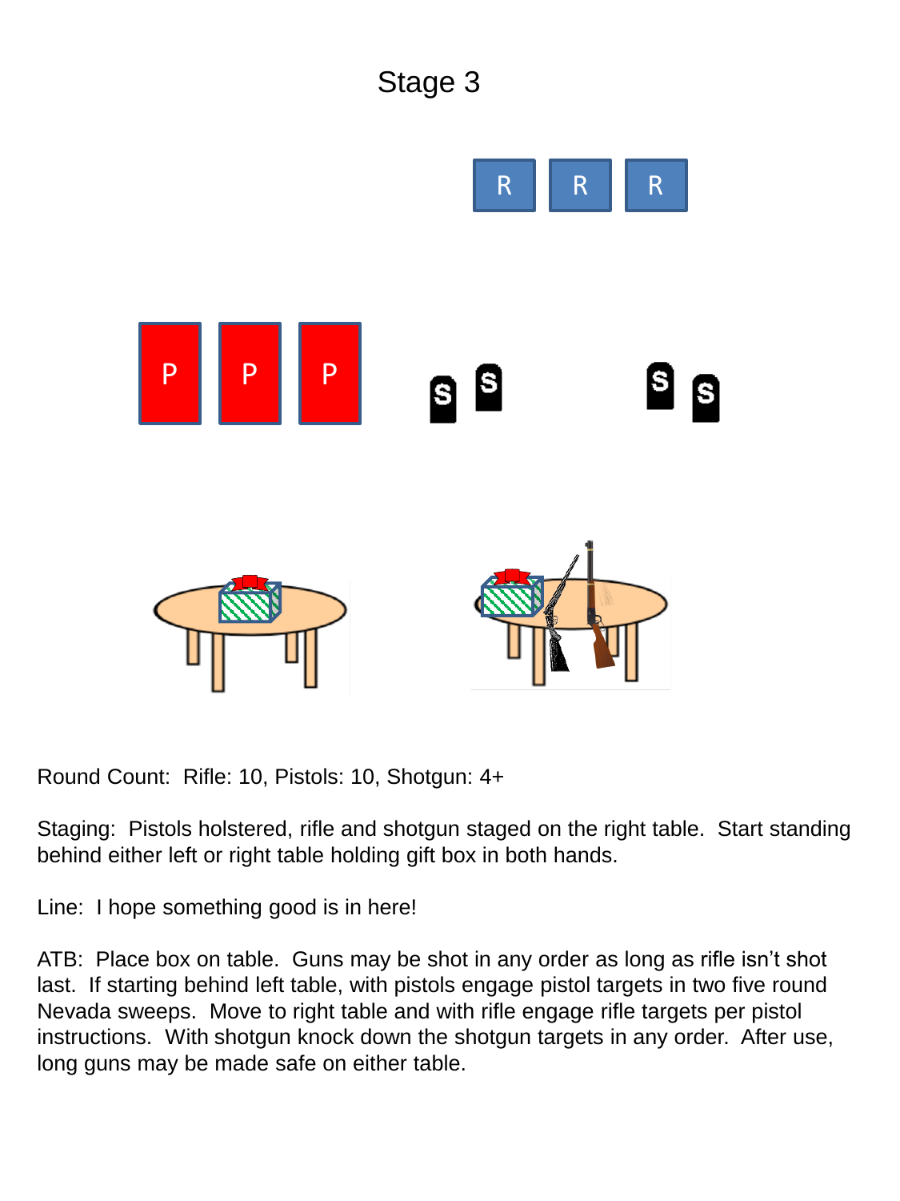# Stage 3

Round Count: Rifle: 10, Pistols: 10, Shotgun: 4+

Staging: Pistols holstered, rifle and shotgun staged on the right table. Start standing behind either left or right table holding gift box in both hands.

Line: I hope something good is in here!

ATB: Place box on table. Guns may be shot in any order as long as rifle isn't shot last. If starting behind left table, with pistols engage pistol targets in two five round Nevada sweeps. Move to right table and with rifle engage rifle targets per pistol instructions. With shotgun knock down the shotgun targets in any order. After use, long guns may be made safe on either table.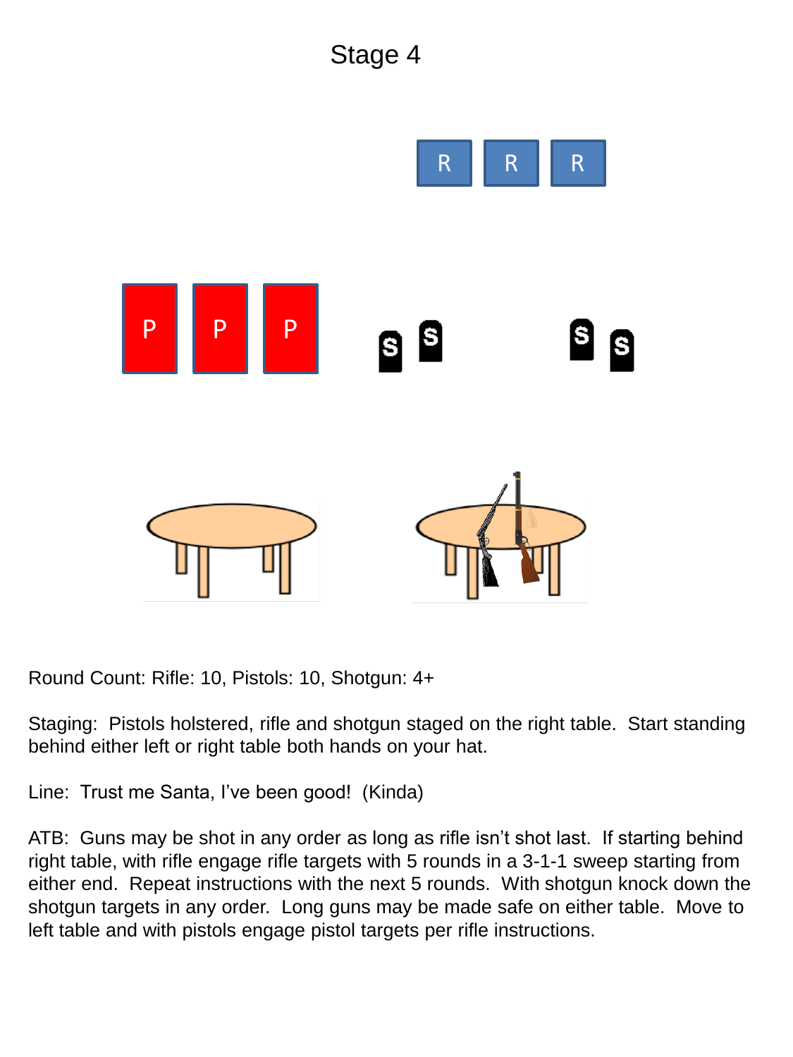# Stage 4

Round Count: Rifle: 10, Pistols: 10, Shotgun: 4+

Staging: Pistols holstered, rifle and shotgun staged on the right table. Start standing behind either left or right table both hands on your hat.

Line: Trust me Santa, I've been good! (Kinda)

ATB: Guns may be shot in any order as long as rifle isn't shot last. If starting behind right table, with rifle engage rifle targets with 5 rounds in a 3-1-1 sweep starting from either end. Repeat instructions with the next 5 rounds. With shotgun knock down the shotgun targets in any order. Long guns may be made safe on either table. Move to left table and with pistols engage pistol targets per rifle instructions.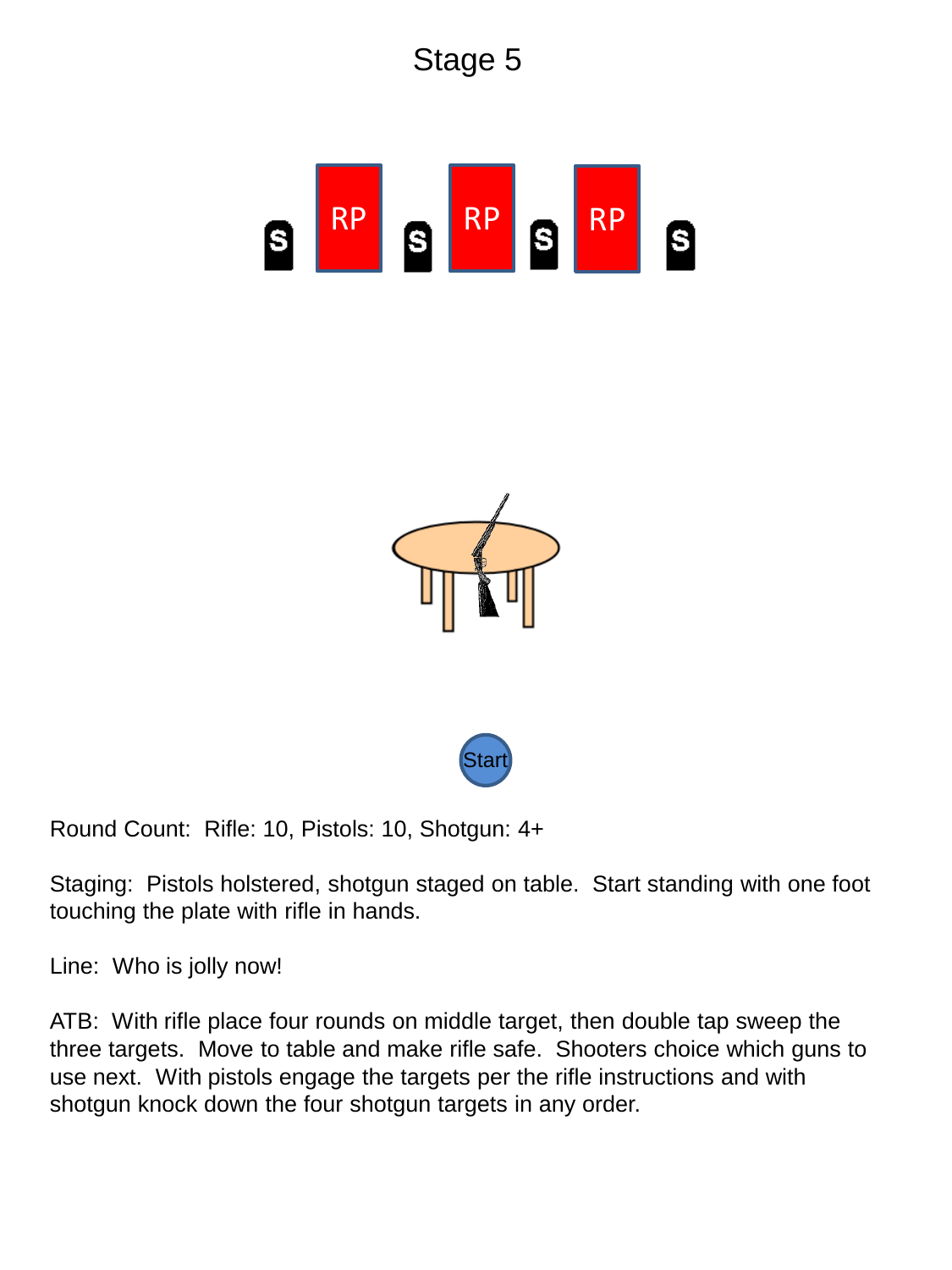# Stage 5

Round Count: Rifle: 10, Pistols: 10, Shotgun: 4+

Staging: Pistols holstered, shotgun staged on table. Start standing with one foot touching the plate with rifle in hands.

Line: Who is jolly now!

ATB: With rifle place four rounds on middle target, then double tap sweep the three targets. Move to table and make rifle safe. Shooters choice which guns to use next. With pistols engage the targets per the rifle instructions and with shotgun knock down the four shotgun targets in any order.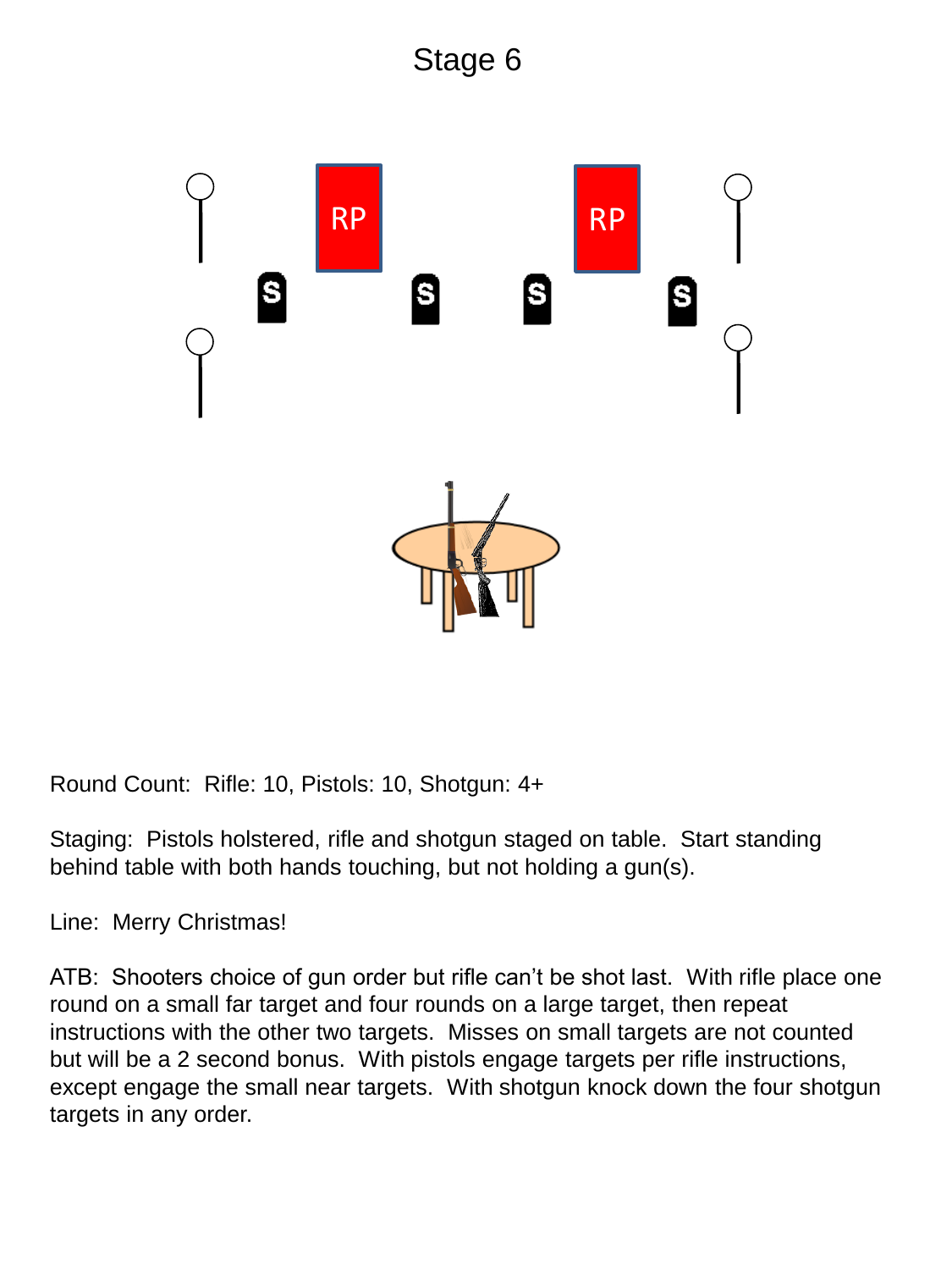# Stage 6

RP

RP

S

S

S

S

Round Count: Rifle: 10, Pistols: 10, Shotgun: 4+

Staging: Pistols holstered, rifle and shotgun staged on table. Start standing behind table with both hands touching, but not holding a gun(s).

Line: Merry Christmas!

ATB: Shooters choice of gun order but rifle can't be shot last. With rifle place one round on a small far target and four rounds on a large target, then repeat instructions with the other two targets. Misses on small targets are not counted but will be a 2 second bonus. With pistols engage targets per rifle instructions, except engage the small near targets. With shotgun knock down the four shotgun targets in any order.